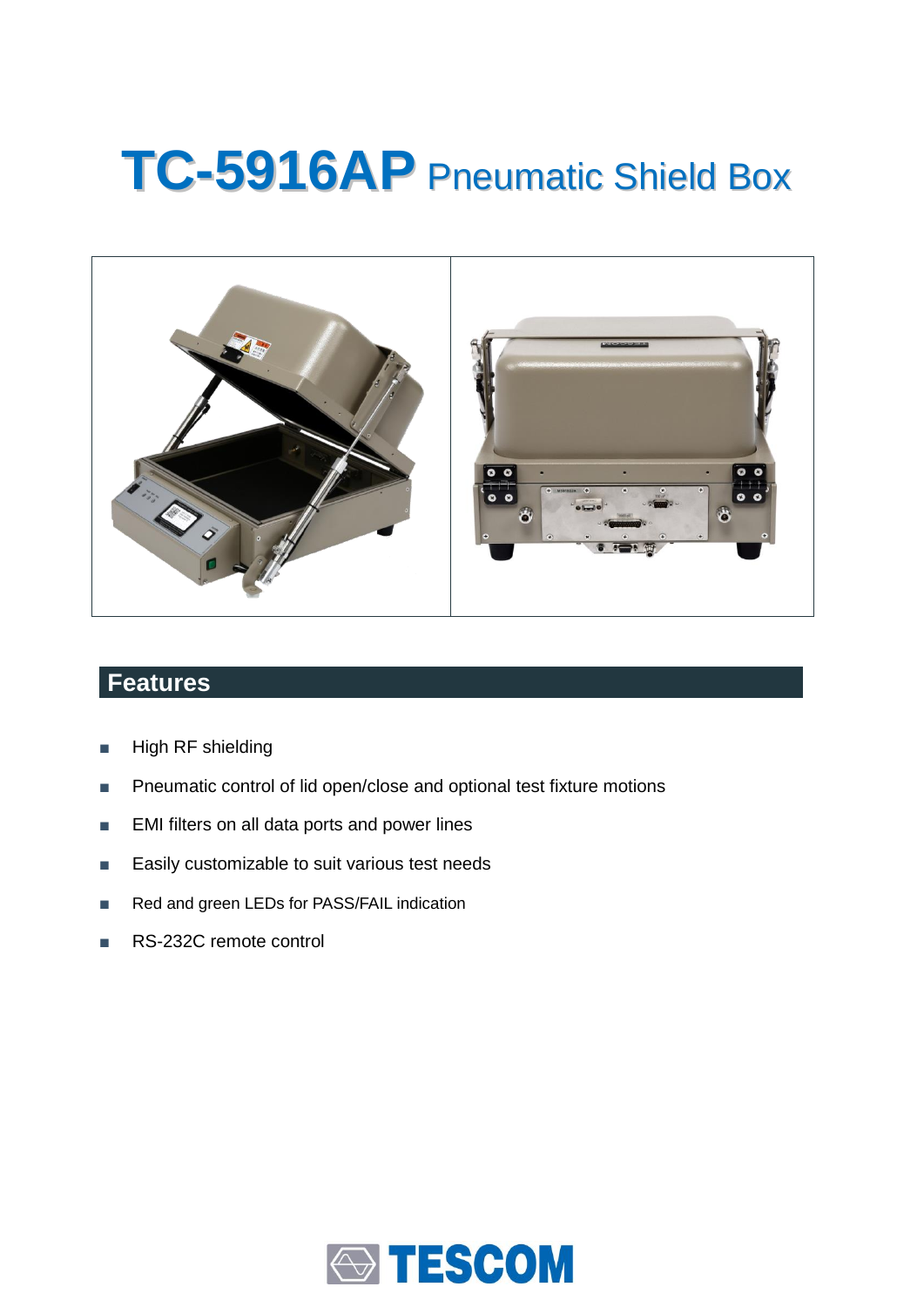# TC-5916AP Pneumatic Shield Box

## Features

- High RF shielding
- Pneumatic control of lid open/close and optional test fixture motions
- EMI filters on all data ports and power lines
- Easily customizable to suit various test needs
- Red and green LEDs for PASS/FAIL indication
- RS-232C remote control

TESCOM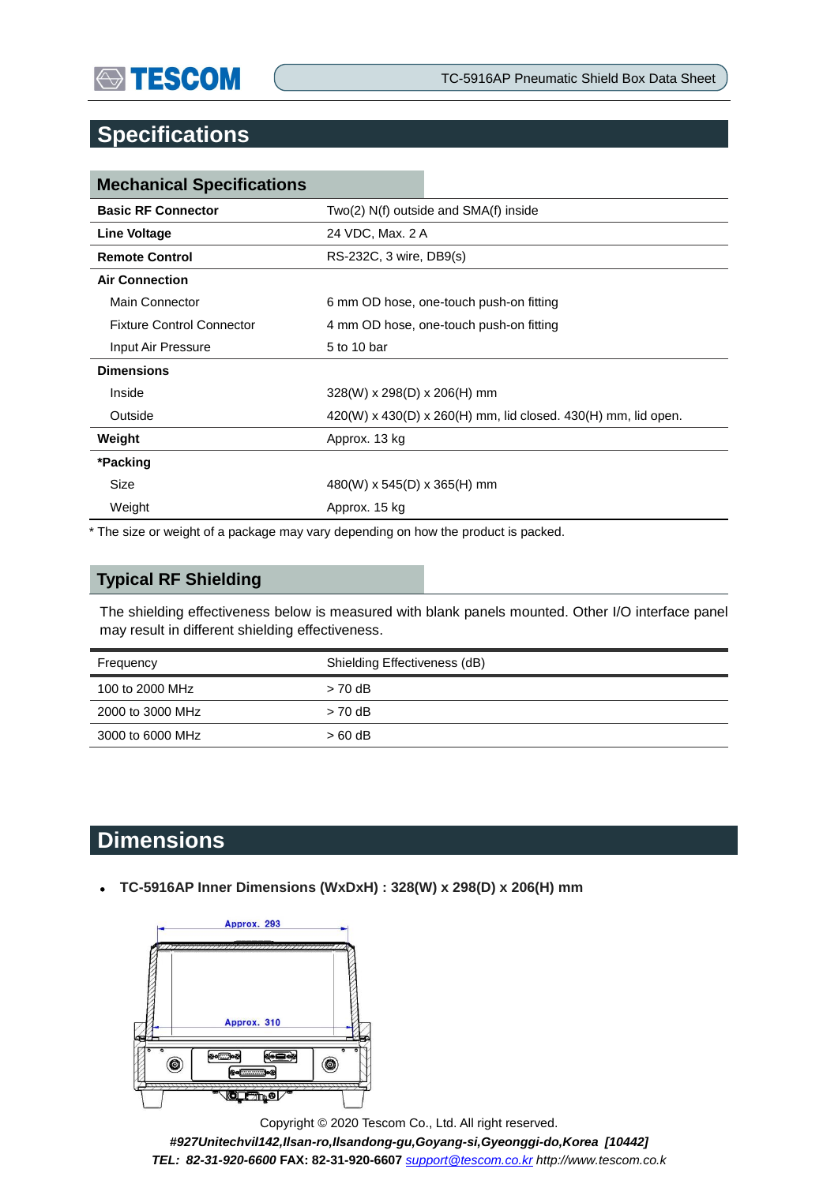# Specifications

## Mechanical Specifications

| | |
|---|---|
| **Basic RF Connector** | Two(2) N(f) outside and SMA(f) inside |
| **Line Voltage** | 24 VDC, Max. 2 A |
| **Remote Control** | RS-232C, 3 wire, DB9(s) |
| **Air Connection** | |
| Main Connector | 6 mm OD hose, one-touch push-on fitting |
| Fixture Control Connector | 4 mm OD hose, one-touch push-on fitting |
| Input Air Pressure | 5 to 10 bar |
| **Dimensions** | |
| Inside | 328(W) x 298(D) x 206(H) mm |
| Outside | 420(W) x 430(D) x 260(H) mm, lid closed. 430(H) mm, lid open. |
| **Weight** | Approx. 13 kg |
| ***Packing** | |
| Size | 480(W) x 545(D) x 365(H) mm |
| Weight | Approx. 15 kg |

* The size or weight of a package may vary depending on how the product is packed.

## Typical RF Shielding

The shielding effectiveness below is measured with blank panels mounted. Other I/O interface panel may result in different shielding effectiveness.

| Frequency | Shielding Effectiveness (dB) |
|---|---|
| 100 to 2000 MHz | > 70 dB |
| 2000 to 3000 MHz | > 70 dB |
| 3000 to 6000 MHz | > 60 dB |

# Dimensions

- **TC-5916AP Inner Dimensions (WxDxH) : 328(W) x 298(D) x 206(H) mm**

Approx. 293

Approx. 310

Copyright © 2020 Tescom Co., Ltd. All right reserved.

***#927Unitechvil142,Ilsan-ro,Ilsandong-gu,Goyang-si,Gyeonggi-do,Korea [10442]***

***TEL: 82-31-920-6600*** **FAX: 82-31-920-6607** *support@tescom.co.kr http://www.tescom.co.k*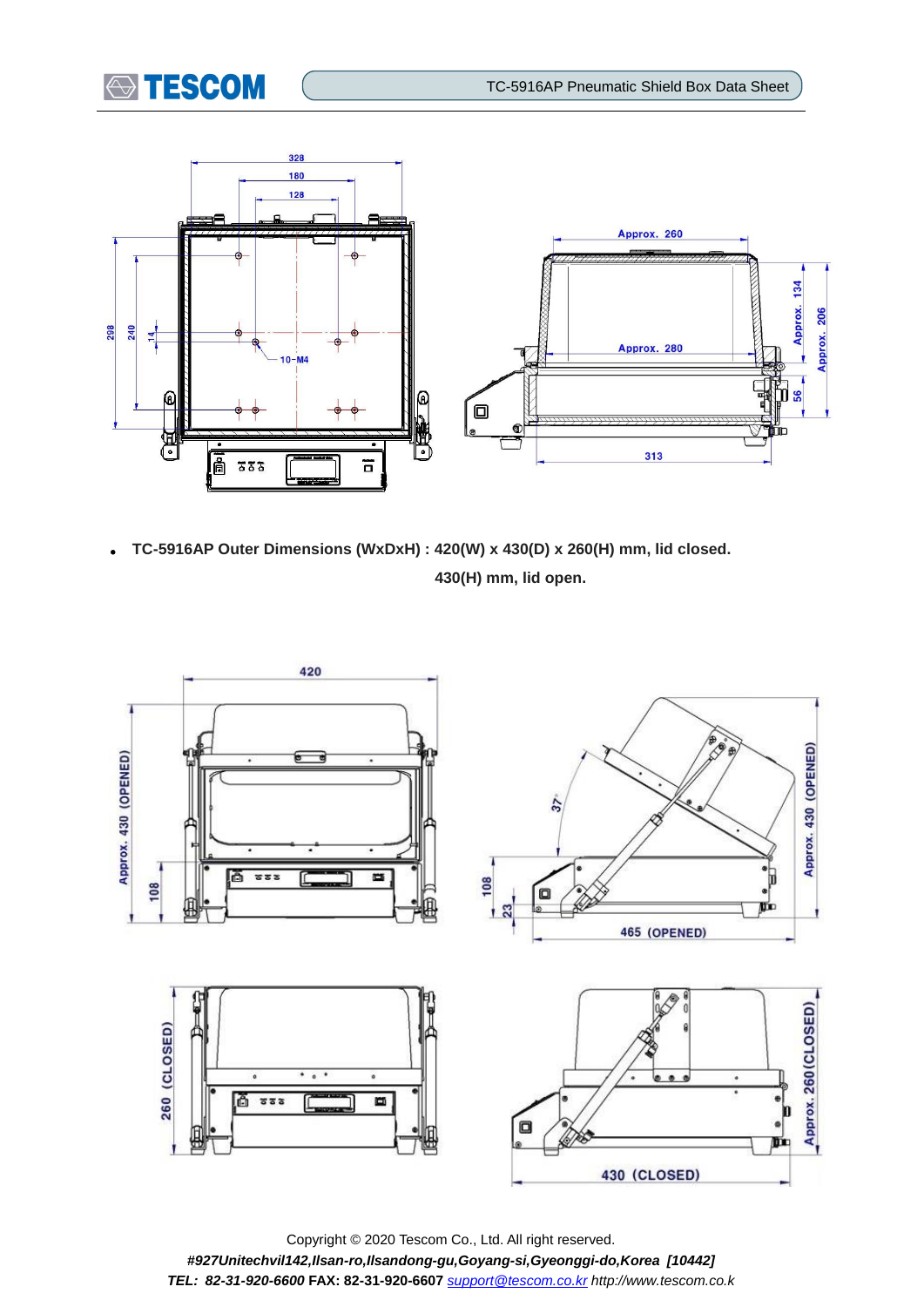- **TC-5916AP Outer Dimensions (WxDxH) : 420(W) x 430(D) x 260(H) mm, lid closed.**
  **430(H) mm, lid open.**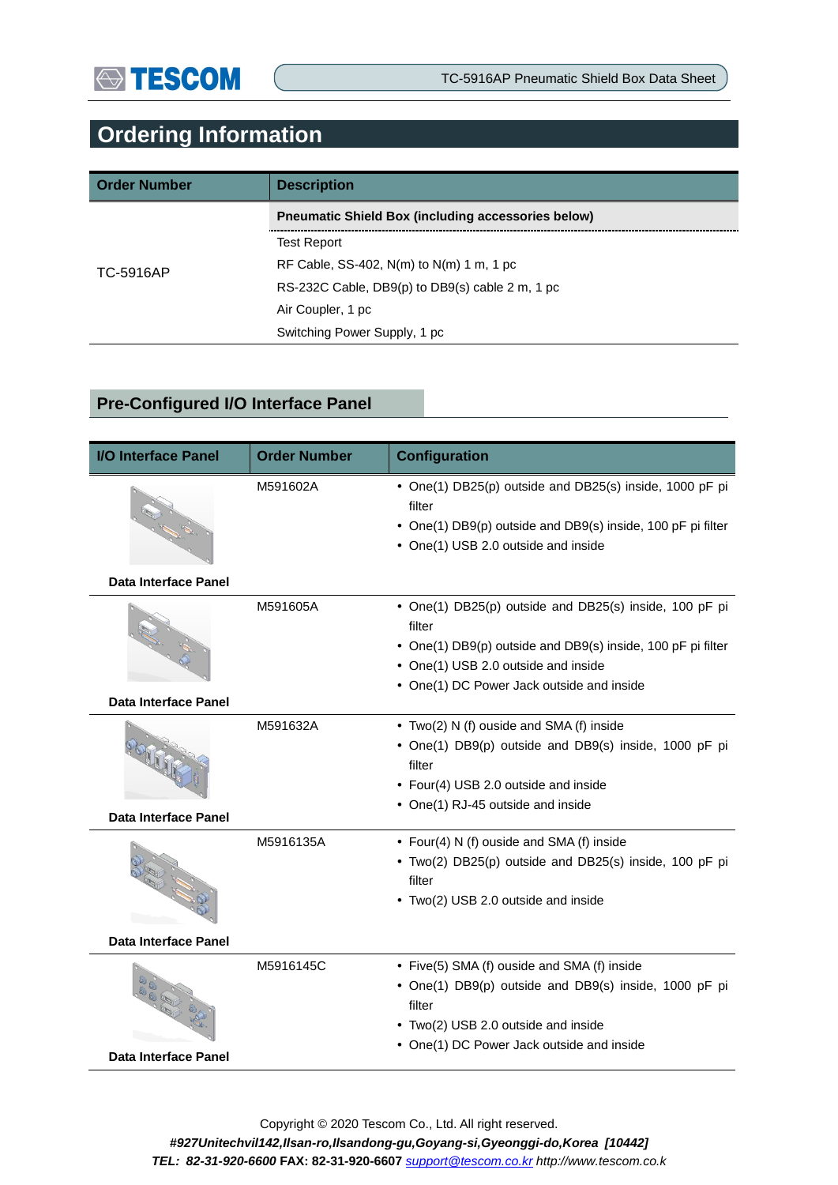# Ordering Information

| Order Number | Description |
|---|---|
| TC-5916AP | **Pneumatic Shield Box (including accessories below)** |
| | Test Report |
| | RF Cable, SS-402, N(m) to N(m) 1 m, 1 pc |
| | RS-232C Cable, DB9(p) to DB9(s) cable 2 m, 1 pc |
| | Air Coupler, 1 pc |
| | Switching Power Supply, 1 pc |

## Pre-Configured I/O Interface Panel

| I/O Interface Panel | Order Number | Configuration |
|---|---|---|
| **Data Interface Panel** | M591602A | • One(1) DB25(p) outside and DB25(s) inside, 1000 pF pi filter<br>• One(1) DB9(p) outside and DB9(s) inside, 100 pF pi filter<br>• One(1) USB 2.0 outside and inside |
| **Data Interface Panel** | M591605A | • One(1) DB25(p) outside and DB25(s) inside, 100 pF pi filter<br>• One(1) DB9(p) outside and DB9(s) inside, 100 pF pi filter<br>• One(1) USB 2.0 outside and inside<br>• One(1) DC Power Jack outside and inside |
| **Data Interface Panel** | M591632A | • Two(2) N (f) ouside and SMA (f) inside<br>• One(1) DB9(p) outside and DB9(s) inside, 1000 pF pi filter<br>• Four(4) USB 2.0 outside and inside<br>• One(1) RJ-45 outside and inside |
| **Data Interface Panel** | M5916135A | • Four(4) N (f) ouside and SMA (f) inside<br>• Two(2) DB25(p) outside and DB25(s) inside, 100 pF pi filter<br>• Two(2) USB 2.0 outside and inside |
| **Data Interface Panel** | M5916145C | • Five(5) SMA (f) ouside and SMA (f) inside<br>• One(1) DB9(p) outside and DB9(s) inside, 1000 pF pi filter<br>• Two(2) USB 2.0 outside and inside<br>• One(1) DC Power Jack outside and inside |

Copyright © 2020 Tescom Co., Ltd. All right reserved.
*#927Unitechvil142,Ilsan-ro,Ilsandong-gu,Goyang-si,Gyeonggi-do,Korea [10442]*
***TEL: 82-31-920-6600*** **FAX: 82-31-920-6607** support@tescom.co.kr *http://www.tescom.co.k*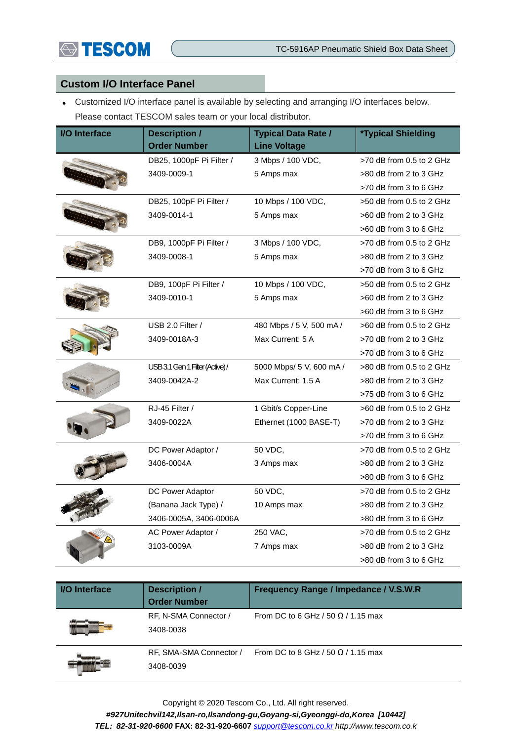## Custom I/O Interface Panel

- Customized I/O interface panel is available by selecting and arranging I/O interfaces below. Please contact TESCOM sales team or your local distributor.

| I/O Interface | Description / Order Number | Typical Data Rate / Line Voltage | *Typical Shielding |
|---|---|---|---|
| | DB25, 1000pF Pi Filter / 3409-0009-1 | 3 Mbps / 100 VDC, 5 Amps max | >70 dB from 0.5 to 2 GHz<br>>80 dB from 2 to 3 GHz<br>>70 dB from 3 to 6 GHz |
| | DB25, 100pF Pi Filter / 3409-0014-1 | 10 Mbps / 100 VDC, 5 Amps max | >50 dB from 0.5 to 2 GHz<br>>60 dB from 2 to 3 GHz<br>>60 dB from 3 to 6 GHz |
| | DB9, 1000pF Pi Filter / 3409-0008-1 | 3 Mbps / 100 VDC, 5 Amps max | >70 dB from 0.5 to 2 GHz<br>>80 dB from 2 to 3 GHz<br>>70 dB from 3 to 6 GHz |
| | DB9, 100pF Pi Filter / 3409-0010-1 | 10 Mbps / 100 VDC, 5 Amps max | >50 dB from 0.5 to 2 GHz<br>>60 dB from 2 to 3 GHz<br>>60 dB from 3 to 6 GHz |
| | USB 2.0 Filter / 3409-0018A-3 | 480 Mbps / 5 V, 500 mA / Max Current: 5 A | >60 dB from 0.5 to 2 GHz<br>>70 dB from 2 to 3 GHz<br>>70 dB from 3 to 6 GHz |
| | USB 3.1 Gen 1 Filter (Active) / 3409-0042A-2 | 5000 Mbps/ 5 V, 600 mA / Max Current: 1.5 A | >80 dB from 0.5 to 2 GHz<br>>80 dB from 2 to 3 GHz<br>>75 dB from 3 to 6 GHz |
| | RJ-45 Filter / 3409-0022A | 1 Gbit/s Copper-Line Ethernet (1000 BASE-T) | >60 dB from 0.5 to 2 GHz<br>>70 dB from 2 to 3 GHz<br>>70 dB from 3 to 6 GHz |
| | DC Power Adaptor / 3406-0004A | 50 VDC, 3 Amps max | >70 dB from 0.5 to 2 GHz<br>>80 dB from 2 to 3 GHz<br>>80 dB from 3 to 6 GHz |
| | DC Power Adaptor (Banana Jack Type) / 3406-0005A, 3406-0006A | 50 VDC, 10 Amps max | >70 dB from 0.5 to 2 GHz<br>>80 dB from 2 to 3 GHz<br>>80 dB from 3 to 6 GHz |
| | AC Power Adaptor / 3103-0009A | 250 VAC, 7 Amps max | >70 dB from 0.5 to 2 GHz<br>>80 dB from 2 to 3 GHz<br>>80 dB from 3 to 6 GHz |

| I/O Interface | Description / Order Number | Frequency Range / Impedance / V.S.W.R |
|---|---|---|
| | RF, N-SMA Connector / 3408-0038 | From DC to 6 GHz / 50 Ω / 1.15 max |
| | RF, SMA-SMA Connector / 3408-0039 | From DC to 8 GHz / 50 Ω / 1.15 max |

Copyright © 2020 Tescom Co., Ltd. All right reserved.
***#927Unitechvil142,Ilsan-ro,Ilsandong-gu,Goyang-si,Gyeonggi-do,Korea [10442]***
***TEL: 82-31-920-6600*** **FAX: 82-31-920-6607** *support@tescom.co.kr http://www.tescom.co.k*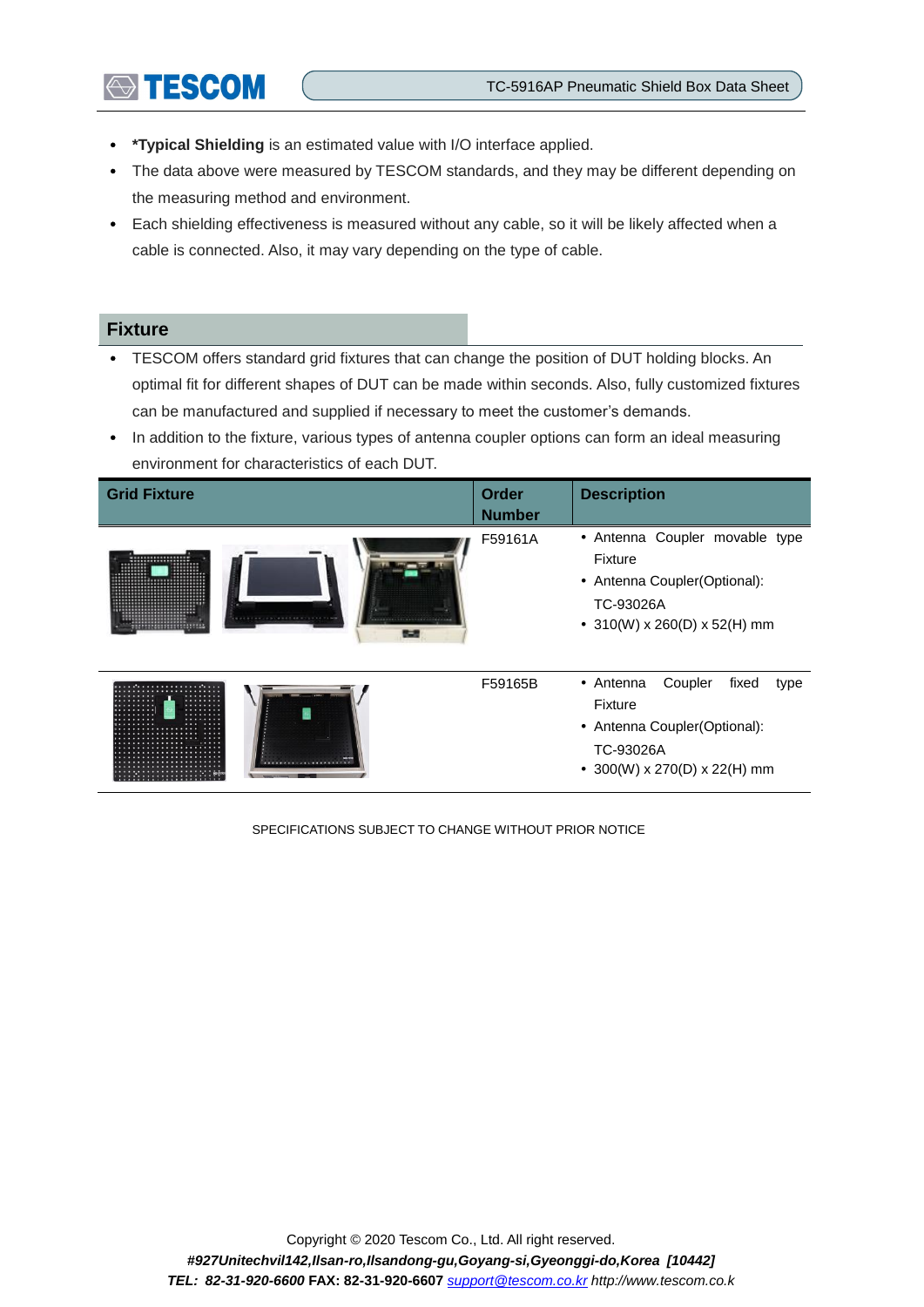- ***Typical Shielding** is an estimated value with I/O interface applied.
- The data above were measured by TESCOM standards, and they may be different depending on the measuring method and environment.
- Each shielding effectiveness is measured without any cable, so it will be likely affected when a cable is connected. Also, it may vary depending on the type of cable.

## Fixture

- TESCOM offers standard grid fixtures that can change the position of DUT holding blocks. An optimal fit for different shapes of DUT can be made within seconds. Also, fully customized fixtures can be manufactured and supplied if necessary to meet the customer's demands.
- In addition to the fixture, various types of antenna coupler options can form an ideal measuring environment for characteristics of each DUT.

| Grid Fixture | Order Number | Description |
|---|---|---|
| | F59161A | • Antenna Coupler movable type Fixture<br>• Antenna Coupler(Optional): TC-93026A<br>• 310(W) x 260(D) x 52(H) mm |
| | F59165B | • Antenna Coupler fixed type Fixture<br>• Antenna Coupler(Optional): TC-93026A<br>• 300(W) x 270(D) x 22(H) mm |

SPECIFICATIONS SUBJECT TO CHANGE WITHOUT PRIOR NOTICE

Copyright © 2020 Tescom Co., Ltd. All right reserved.

***#927Unitechvil142,Ilsan-ro,Ilsandong-gu,Goyang-si,Gyeonggi-do,Korea [10442]***

***TEL: 82-31-920-6600*** **FAX: 82-31-920-6607** *support@tescom.co.kr http://www.tescom.co.k*